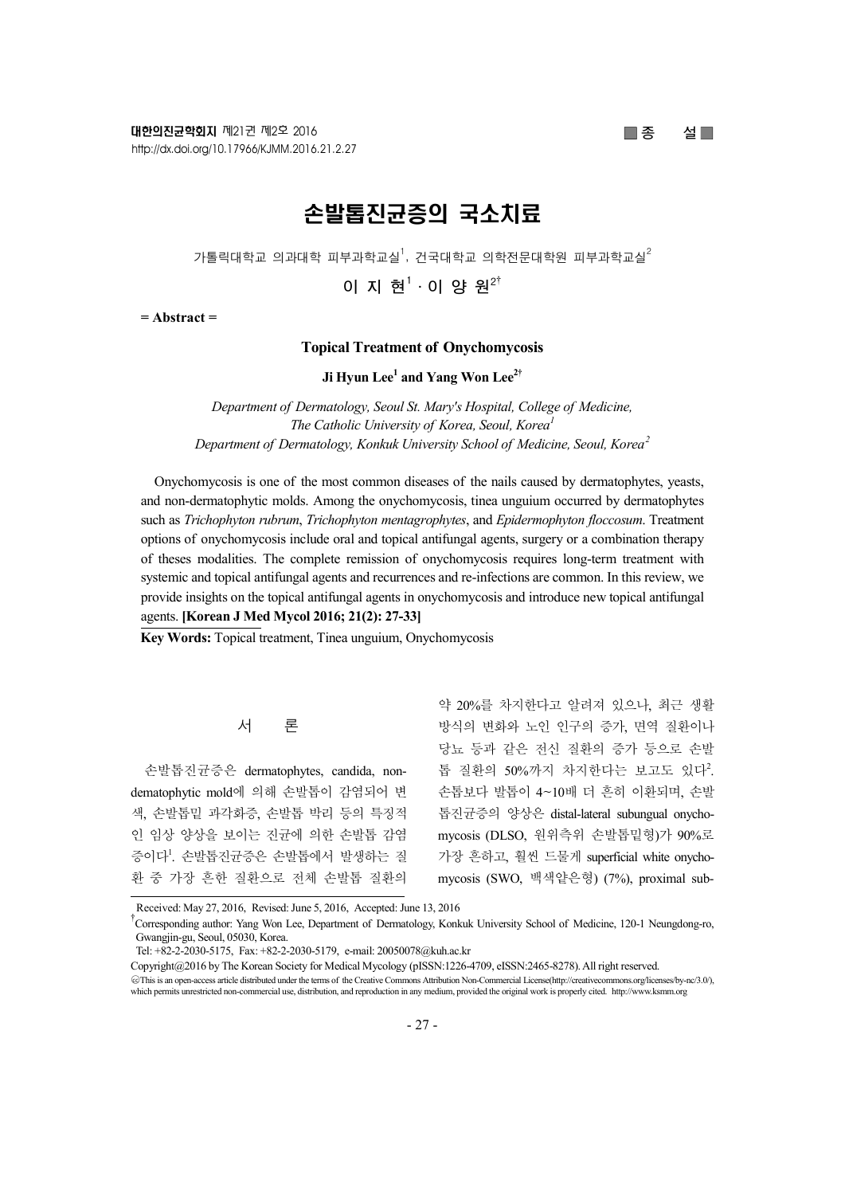■ 종 설 ■

# 손발톱진균증의 국소치료

가톨릭대학교 의과대학 피부과학교실[1], 건국대학교 의학전문대학원 피부과학교실[2]

이 지 현[1] · 이 양 원[2†]

= Abstract =

## Topical Treatment of Onychomycosis

**Ji Hyun Lee[1] and Yang Won Lee[2†]**

*Department of Dermatology, Seoul St. Mary's Hospital, College of Medicine, The Catholic University of Korea, Seoul, Korea[1]*
*Department of Dermatology, Konkuk University School of Medicine, Seoul, Korea[2]*

Onychomycosis is one of the most common diseases of the nails caused by dermatophytes, yeasts, and non-dermatophytic molds. Among the onychomycosis, tinea unguium occurred by dermatophytes such as *Trichophyton rubrum*, *Trichophyton mentagrophytes*, and *Epidermophyton floccosum*. Treatment options of onychomycosis include oral and topical antifungal agents, surgery or a combination therapy of theses modalities. The complete remission of onychomycosis requires long-term treatment with systemic and topical antifungal agents and recurrences and re-infections are common. In this review, we provide insights on the topical antifungal agents in onychomycosis and introduce new topical antifungal agents. **[Korean J Med Mycol 2016; 21(2): 27-33]**

**Key Words:** Topical treatment, Tinea unguium, Onychomycosis

## 서 론

손발톱진균증은 dermatophytes, candida, non-dermatophytic mold에 의해 손발톱이 감염되어 변색, 손발톱밑 과각화증, 손발톱 박리 등의 특징적인 임상 양상을 보이는 진균에 의한 손발톱 감염증이다[1]. 손발톱진균증은 손발톱에서 발생하는 질환 중 가장 흔한 질환으로 전체 손발톱 질환의 약 20%를 차지한다고 알려져 있으나, 최근 생활 방식의 변화와 노인 인구의 증가, 면역 질환이나 당뇨 등과 같은 전신 질환의 증가 등으로 손발톱 질환의 50%까지 차지한다는 보고도 있다[2]. 손톱보다 발톱이 4~10배 더 흔히 이환되며, 손발톱진균증의 양상은 distal-lateral subungual onychomycosis (DLSO, 원위측위 손발톱밑형)가 90%로 가장 흔하고, 훨씬 드물게 superficial white onychomycosis (SWO, 백색얕은형) (7%), proximal sub-

---

Received: May 27, 2016, Revised: June 5, 2016, Accepted: June 13, 2016

†Corresponding author: Yang Won Lee, Department of Dermatology, Konkuk University School of Medicine, 120-1 Neungdong-ro, Gwangjin-gu, Seoul, 05030, Korea.
Tel: +82-2-2030-5175, Fax: +82-2-2030-5179, e-mail: 20050078@kuh.ac.kr

Copyright@2016 by The Korean Society for Medical Mycology (pISSN:1226-4709, eISSN:2465-8278). All right reserved.

This is an open-access article distributed under the terms of the Creative Commons Attribution Non-Commercial License(http://creativecommons.org/licenses/by-nc/3.0/), which permits unrestricted non-commercial use, distribution, and reproduction in any medium, provided the original work is properly cited. http://www.ksmm.org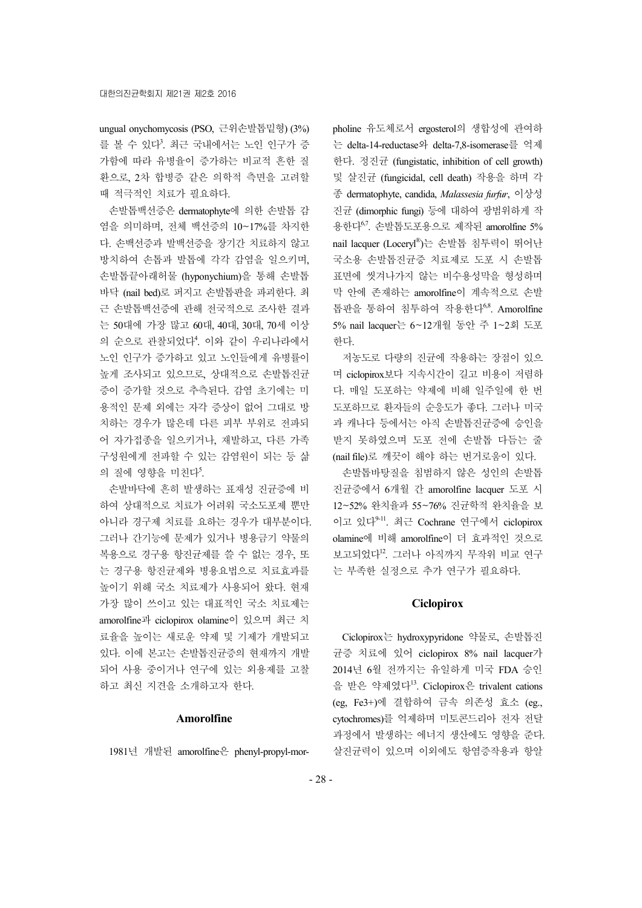ungual onychomycosis (PSO, 근위손발톱밑형) (3%)를 볼 수 있다[3]. 최근 국내에서는 노인 인구가 증가함에 따라 유병율이 증가하는 비교적 흔한 질환으로, 2차 합병증 같은 의학적 측면을 고려할 때 적극적인 치료가 필요하다.

손발톱백선증은 dermatophyte에 의한 손발톱 감염을 의미하며, 전체 백선증의 10~17%를 차지한다. 손백선증과 발백선증을 장기간 치료하지 않고 방치하여 손톱과 발톱에 각각 감염을 일으키며, 손발톱끝아래허물 (hyponychium)을 통해 손발톱바닥 (nail bed)로 퍼지고 손발톱판을 파괴한다. 최근 손발톱백선증에 관해 전국적으로 조사한 결과는 50대에 가장 많고 60대, 40대, 30대, 70세 이상의 순으로 관찰되었다[4]. 이와 같이 우리나라에서 노인 인구가 증가하고 있고 노인들에게 유병률이 높게 조사되고 있으므로, 상대적으로 손발톱진균증이 증가할 것으로 추측된다. 감염 초기에는 미용적인 문제 외에는 자각 증상이 없어 그대로 방치하는 경우가 많은데 다른 피부 부위로 전파되어 자가접종을 일으키거나, 재발하고, 다른 가족 구성원에게 전파할 수 있는 감염원이 되는 등 삶의 질에 영향을 미친다[5].

손발바닥에 흔히 발생하는 표재성 진균증에 비하여 상대적으로 치료가 어려워 국소도포제 뿐만 아니라 경구제 치료를 요하는 경우가 대부분이다. 그러나 간기능에 문제가 있거나 병용금기 약물의 복용으로 경구용 항진균제를 쓸 수 없는 경우, 또는 경구용 항진균제와 병용요법으로 치료효과를 높이기 위해 국소 치료제가 사용되어 왔다. 현재 가장 많이 쓰이고 있는 대표적인 국소 치료제는 amorolfine과 ciclopirox olamine이 있으며 최근 치료율을 높이는 새로운 약제 및 기제가 개발되고 있다. 이에 본고는 손발톱진균증의 현재까지 개발되어 사용 중이거나 연구에 있는 외용제를 고찰하고 최신 지견을 소개하고자 한다.

## Amorolfine

1981년 개발된 amorolfine은 phenyl-propyl-morpholine 유도체로서 ergosterol의 생합성에 관여하는 delta-14-reductase와 delta-7,8-isomerase를 억제한다. 정진균 (fungistatic, inhibition of cell growth) 및 살진균 (fungicidal, cell death) 작용을 하며 각종 dermatophyte, candida, *Malassesia furfur*, 이상성 진균 (dimorphic fungi) 등에 대하여 광범위하게 작용한다[6,7]. 손발톱도포용으로 제작된 amorolfine 5% nail lacquer (Loceryl®)는 손발톱 침투력이 뛰어난 국소용 손발톱진균증 치료제로 도포 시 손발톱 표면에 씻겨나가지 않는 비수용성막을 형성하며 막 안에 존재하는 amorolfine이 계속적으로 손발톱판을 통하여 침투하여 작용한다[6,8]. Amorolfine 5% nail lacquer는 6~12개월 동안 주 1~2회 도포한다.

저농도로 다량의 진균에 작용하는 장점이 있으며 ciclopirox보다 지속시간이 길고 비용이 저렴하다. 매일 도포하는 약제에 비해 일주일에 한 번 도포하므로 환자들의 순응도가 좋다. 그러나 미국과 캐나다 등에서는 아직 손발톱진균증에 승인을 받지 못하였으며 도포 전에 손발톱 다듬는 줄 (nail file)로 깨끗이 해야 하는 번거로움이 있다.

손발톱바탕질을 침범하지 않은 성인의 손발톱진균증에서 6개월 간 amorolfine lacquer 도포 시 12~52% 완치율과 55~76% 진균학적 완치율을 보이고 있다[9-11]. 최근 Cochrane 연구에서 ciclopirox olamine에 비해 amorolfine이 더 효과적인 것으로 보고되었다[12]. 그러나 아직까지 무작위 비교 연구는 부족한 실정으로 추가 연구가 필요하다.

## Ciclopirox

Ciclopirox는 hydroxypyridone 약물로, 손발톱진균증 치료에 있어 ciclopirox 8% nail lacquer가 2014년 6월 전까지는 유일하게 미국 FDA 승인을 받은 약제였다[13]. Ciclopirox은 trivalent cations (eg, $Fe^{3+}$)에 결합하여 금속 의존성 효소 (eg., cytochromes)를 억제하며 미토콘드리아 전자 전달 과정에서 발생하는 에너지 생산에도 영향을 준다. 살진균력이 있으며 이외에도 항염증작용과 항알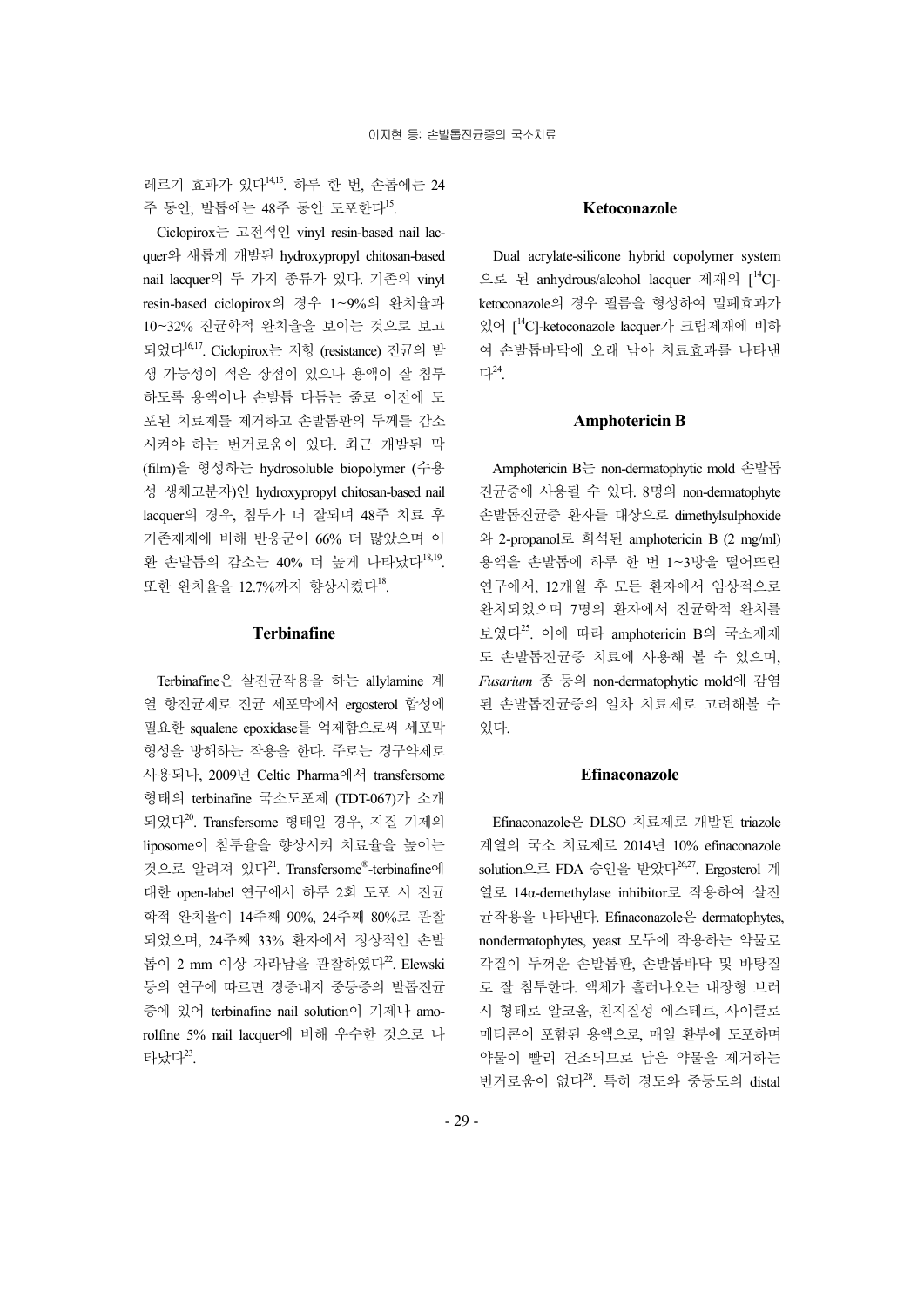레르기 효과가 있다[14,15]. 하루 한 번, 손톱에는 24주 동안, 발톱에는 48주 동안 도포한다[15].

Ciclopirox는 고전적인 vinyl resin-based nail lacquer와 새롭게 개발된 hydroxypropyl chitosan-based nail lacquer의 두 가지 종류가 있다. 기존의 vinyl resin-based ciclopirox의 경우 1~9%의 완치율과 10~32% 진균학적 완치율을 보이는 것으로 보고되었다[16,17]. Ciclopirox는 저항 (resistance) 진균의 발생 가능성이 적은 장점이 있으나 용액이 잘 침투하도록 용액이나 손발톱 다듬는 줄로 이전에 도포된 치료제를 제거하고 손발톱판의 두께를 감소시켜야 하는 번거로움이 있다. 최근 개발된 막 (film)을 형성하는 hydrosoluble biopolymer (수용성 생체고분자)인 hydroxypropyl chitosan-based nail lacquer의 경우, 침투가 더 잘되며 48주 치료 후 기존제제에 비해 반응군이 66% 더 많았으며 이환 손발톱의 감소는 40% 더 높게 나타났다[18,19]. 또한 완치율을 12.7%까지 향상시켰다[18].

## Terbinafine

Terbinafine은 살진균작용을 하는 allylamine 계열 항진균제로 진균 세포막에서 ergosterol 합성에 필요한 squalene epoxidase를 억제함으로써 세포막 형성을 방해하는 작용을 한다. 주로는 경구약제로 사용되나, 2009년 Celtic Pharma에서 transfersome 형태의 terbinafine 국소도포제 (TDT-067)가 소개되었다[20]. Transfersome 형태일 경우, 지질 기제의 liposome이 침투율을 향상시켜 치료율을 높이는 것으로 알려져 있다[21]. Transfersome®-terbinafine에 대한 open-label 연구에서 하루 2회 도포 시 진균학적 완치율이 14주째 90%, 24주째 80%로 관찰되었으며, 24주째 33% 환자에서 정상적인 손발톱이 2 mm 이상 자라남을 관찰하였다[22]. Elewski 등의 연구에 따르면 경증내지 중등증의 발톱진균증에 있어 terbinafine nail solution이 기제나 amorolfine 5% nail lacquer에 비해 우수한 것으로 나타났다[23].

## Ketoconazole

Dual acrylate-silicone hybrid copolymer system으로 된 anhydrous/alcohol lacquer 제재의 [$^{14}$C]-ketoconazole의 경우 필름을 형성하여 밀폐효과가 있어 [$^{14}$C]-ketoconazole lacquer가 크림제재에 비하여 손발톱바닥에 오래 남아 치료효과를 나타낸다[24].

## Amphotericin B

Amphotericin B는 non-dermatophytic mold 손발톱진균증에 사용될 수 있다. 8명의 non-dermatophyte 손발톱진균증 환자를 대상으로 dimethylsulphoxide와 2-propanol로 희석된 amphotericin B (2 mg/ml) 용액을 손발톱에 하루 한 번 1~3방울 떨어뜨린 연구에서, 12개월 후 모든 환자에서 임상적으로 완치되었으며 7명의 환자에서 진균학적 완치를 보였다[25]. 이에 따라 amphotericin B의 국소제제도 손발톱진균증 치료에 사용해 볼 수 있으며, *Fusarium* 종 등의 non-dermatophytic mold에 감염된 손발톱진균증의 일차 치료제로 고려해볼 수 있다.

## Efinaconazole

Efinaconazole은 DLSO 치료제로 개발된 triazole 계열의 국소 치료제로 2014년 10% efinaconazole solution으로 FDA 승인을 받았다[26,27]. Ergosterol 계열로 14α-demethylase inhibitor로 작용하여 살진균작용을 나타낸다. Efinaconazole은 dermatophytes, nondermatophytes, yeast 모두에 작용하는 약물로 각질이 두꺼운 손발톱판, 손발톱바닥 및 바탕질로 잘 침투한다. 액체가 흘러나오는 내장형 브러시 형태로 알코올, 친지질성 에스테르, 사이클로메티콘이 포함된 용액으로, 매일 환부에 도포하며 약물이 빨리 건조되므로 남은 약물을 제거하는 번거로움이 없다[28]. 특히 경도와 중등도의 distal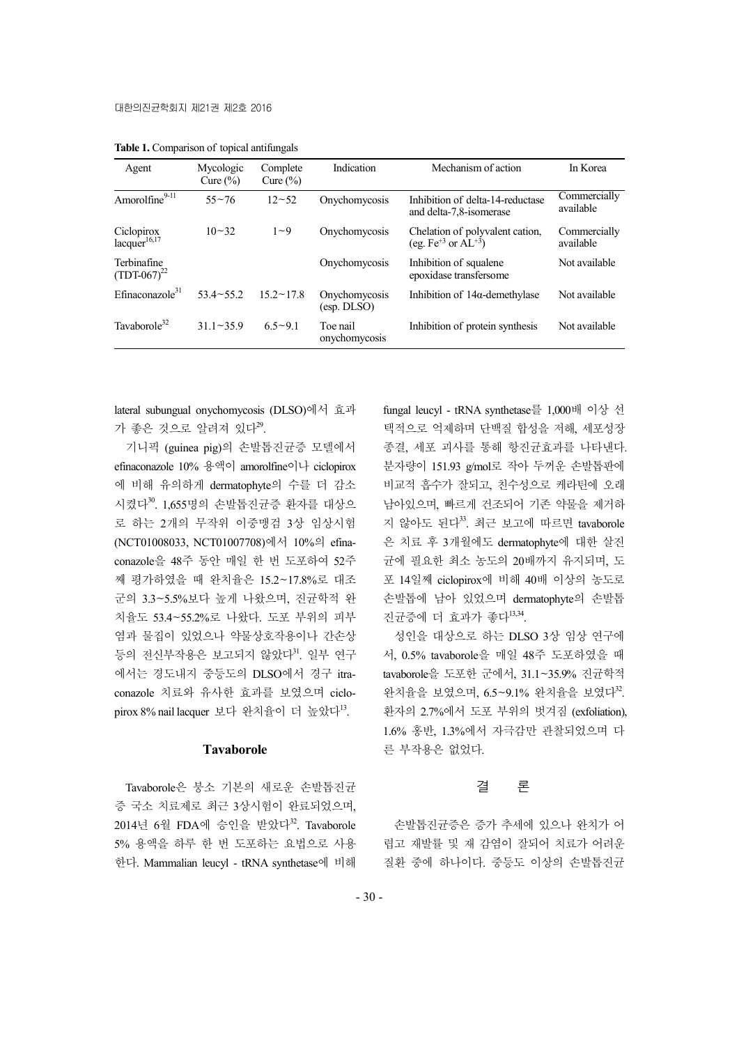**Table 1.** Comparison of topical antifungals

| Agent | Mycologic Cure (%) | Complete Cure (%) | Indication | Mechanism of action | In Korea |
|---|---|---|---|---|---|
| Amorolfine[9-11] | 55~76 | 12~52 | Onychomycosis | Inhibition of delta-14-reductase and delta-7,8-isomerase | Commercially available |
| Ciclopirox lacquer[16,17] | 10~32 | 1~9 | Onychomycosis | Chelation of polyvalent cation, (eg. $Fe^{+3}$ or $AL^{+3}$) | Commercially available |
| Terbinafine (TDT-067)[22] | | | Onychomycosis | Inhibition of squalene epoxidase transfersome | Not available |
| Efinaconazole[31] | 53.4~55.2 | 15.2~17.8 | Onychomycosis (esp. DLSO) | Inhibition of 14α-demethylase | Not available |
| Tavaborole[32] | 31.1~35.9 | 6.5~9.1 | Toe nail onychomycosis | Inhibition of protein synthesis | Not available |

lateral subungual onychomycosis (DLSO)에서 효과가 좋은 것으로 알려져 있다[29].

기니픽 (guinea pig)의 손발톱진균증 모델에서 efinaconazole 10% 용액이 amorolfine이나 ciclopirox에 비해 유의하게 dermatophyte의 수를 더 감소시켰다[30]. 1,655명의 손발톱진균증 환자를 대상으로 하는 2개의 무작위 이중맹검 3상 임상시험 (NCT01008033, NCT01007708)에서 10%의 efinaconazole을 48주 동안 매일 한 번 도포하여 52주째 평가하였을 때 완치율은 15.2~17.8%로 대조군의 3.3~5.5%보다 높게 나왔으며, 진균학적 완치율도 53.4~55.2%로 나왔다. 도포 부위의 피부염과 물집이 있었으나 약물상호작용이나 간손상 등의 전신부작용은 보고되지 않았다[31]. 일부 연구에서는 경도내지 중등도의 DLSO에서 경구 itraconazole 치료와 유사한 효과를 보였으며 ciclopirox 8% nail lacquer 보다 완치율이 더 높았다[13].

## Tavaborole

Tavaborole은 붕소 기본의 새로운 손발톱진균증 국소 치료제로 최근 3상시험이 완료되었으며, 2014년 6월 FDA에 승인을 받았다[32]. Tavaborole 5% 용액을 하루 한 번 도포하는 요법으로 사용한다. Mammalian leucyl - tRNA synthetase에 비해 fungal leucyl - tRNA synthetase를 1,000배 이상 선택적으로 억제하며 단백질 합성을 저해, 세포성장 종결, 세포 괴사를 통해 항진균효과를 나타낸다. 분자량이 151.93 g/mol로 작아 두꺼운 손발톱판에 비교적 흡수가 잘되고, 친수성으로 케라틴에 오래 남아있으며, 빠르게 건조되어 기존 약물을 제거하지 않아도 된다[33]. 최근 보고에 따르면 tavaborole은 치료 후 3개월에도 dermatophyte에 대한 살진균에 필요한 최소 농도의 20배까지 유지되며, 도포 14일째 ciclopirox에 비해 40배 이상의 농도로 손발톱에 남아 있었으며 dermatophyte의 손발톱 진균증에 더 효과가 좋다[13,34].

성인을 대상으로 하는 DLSO 3상 임상 연구에서, 0.5% tavaborole을 매일 48주 도포하였을 때 tavaborole을 도포한 군에서, 31.1~35.9% 진균학적 완치율을 보였으며, 6.5~9.1% 완치율을 보였다[32]. 환자의 2.7%에서 도포 부위의 벗겨짐 (exfoliation), 1.6% 홍반, 1.3%에서 자극감만 관찰되었으며 다른 부작용은 없었다.

## 결 론

손발톱진균증은 증가 추세에 있으나 완치가 어렵고 재발률 및 재 감염이 잘되어 치료가 어려운 질환 중에 하나이다. 중등도 이상의 손발톱진균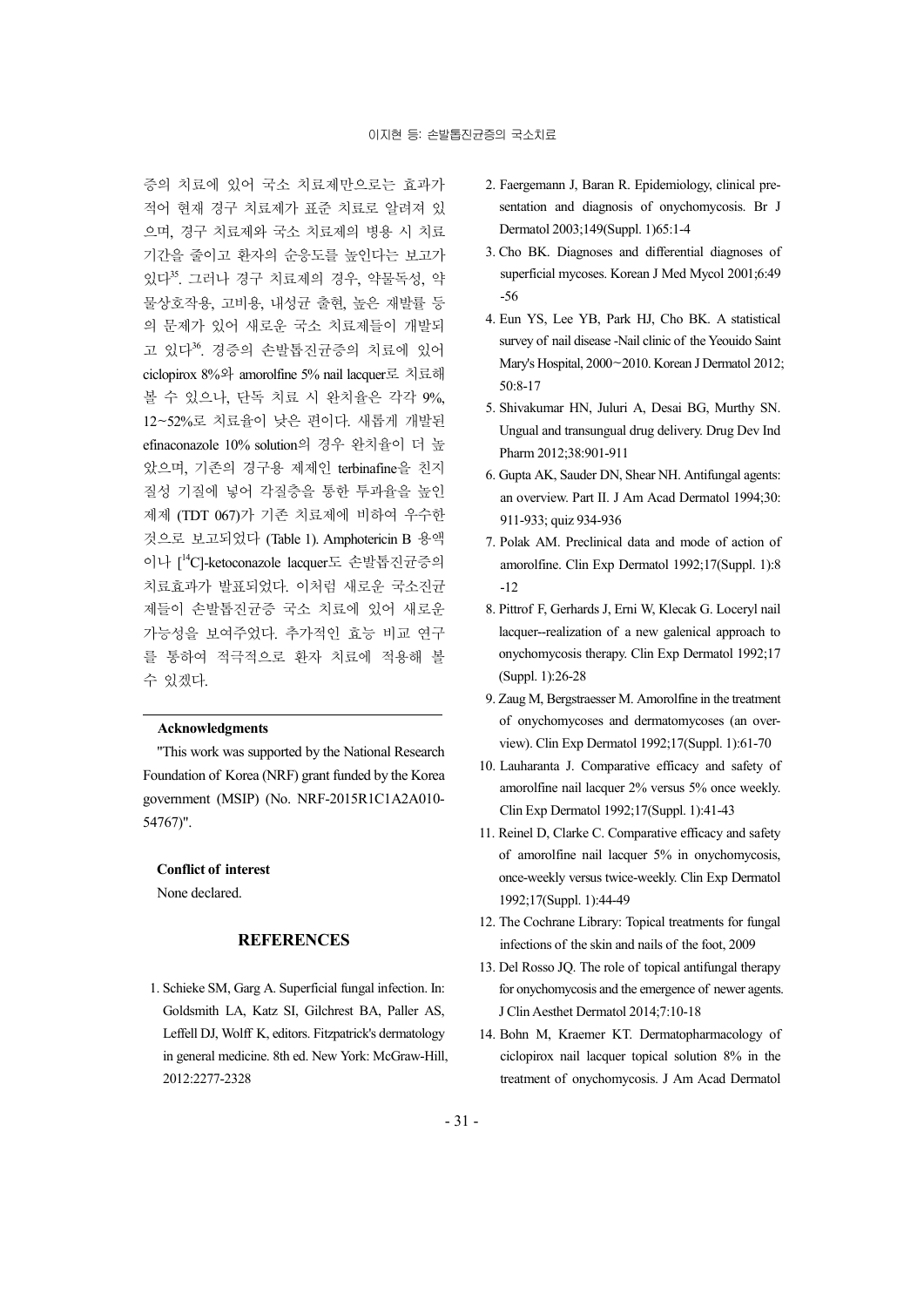증의 치료에 있어 국소 치료제만으로는 효과가 적어 현재 경구 치료제가 표준 치료로 알려져 있으며, 경구 치료제와 국소 치료제의 병용 시 치료 기간을 줄이고 환자의 순응도를 높인다는 보고가 있다[35]. 그러나 경구 치료제의 경우, 약물독성, 약물상호작용, 고비용, 내성균 출현, 높은 재발률 등의 문제가 있어 새로운 국소 치료제들이 개발되고 있다[36]. 경증의 손발톱진균증의 치료에 있어 ciclopirox 8%와 amorolfine 5% nail lacquer로 치료해 볼 수 있으나, 단독 치료 시 완치율은 각각 9%, 12~52%로 치료율이 낮은 편이다. 새롭게 개발된 efinaconazole 10% solution의 경우 완치율이 더 높았으며, 기존의 경구용 제제인 terbinafine을 친지질성 기질에 넣어 각질층을 통한 투과율을 높인 제제 (TDT 067)가 기존 치료제에 비하여 우수한 것으로 보고되었다 (Table 1). Amphotericin B 용액이나 [$^{14}$C]-ketoconazole lacquer도 손발톱진균증의 치료효과가 발표되었다. 이처럼 새로운 국소진균제들이 손발톱진균증 국소 치료에 있어 새로운 가능성을 보여주었다. 추가적인 효능 비교 연구를 통하여 적극적으로 환자 치료에 적용해 볼 수 있겠다.

**Acknowledgments**

"This work was supported by the National Research Foundation of Korea (NRF) grant funded by the Korea government (MSIP) (No. NRF-2015R1C1A2A010-54767)".

**Conflict of interest**

None declared.

## REFERENCES

1. Schieke SM, Garg A. Superficial fungal infection. In: Goldsmith LA, Katz SI, Gilchrest BA, Paller AS, Leffell DJ, Wolff K, editors. Fitzpatrick's dermatology in general medicine. 8th ed. New York: McGraw-Hill, 2012:2277-2328
2. Faergemann J, Baran R. Epidemiology, clinical presentation and diagnosis of onychomycosis. Br J Dermatol 2003;149(Suppl. 1)65:1-4
3. Cho BK. Diagnoses and differential diagnoses of superficial mycoses. Korean J Med Mycol 2001;6:49-56
4. Eun YS, Lee YB, Park HJ, Cho BK. A statistical survey of nail disease -Nail clinic of the Yeouido Saint Mary's Hospital, 2000~2010. Korean J Dermatol 2012;50:8-17
5. Shivakumar HN, Juluri A, Desai BG, Murthy SN. Ungual and transungual drug delivery. Drug Dev Ind Pharm 2012;38:901-911
6. Gupta AK, Sauder DN, Shear NH. Antifungal agents: an overview. Part II. J Am Acad Dermatol 1994;30:911-933; quiz 934-936
7. Polak AM. Preclinical data and mode of action of amorolfine. Clin Exp Dermatol 1992;17(Suppl. 1):8-12
8. Pittrof F, Gerhards J, Erni W, Klecak G. Loceryl nail lacquer--realization of a new galenical approach to onychomycosis therapy. Clin Exp Dermatol 1992;17(Suppl. 1):26-28
9. Zaug M, Bergstraesser M. Amorolfine in the treatment of onychomycoses and dermatomycoses (an overview). Clin Exp Dermatol 1992;17(Suppl. 1):61-70
10. Lauharanta J. Comparative efficacy and safety of amorolfine nail lacquer 2% versus 5% once weekly. Clin Exp Dermatol 1992;17(Suppl. 1):41-43
11. Reinel D, Clarke C. Comparative efficacy and safety of amorolfine nail lacquer 5% in onychomycosis, once-weekly versus twice-weekly. Clin Exp Dermatol 1992;17(Suppl. 1):44-49
12. The Cochrane Library: Topical treatments for fungal infections of the skin and nails of the foot, 2009
13. Del Rosso JQ. The role of topical antifungal therapy for onychomycosis and the emergence of newer agents. J Clin Aesthet Dermatol 2014;7:10-18
14. Bohn M, Kraemer KT. Dermatopharmacology of ciclopirox nail lacquer topical solution 8% in the treatment of onychomycosis. J Am Acad Dermatol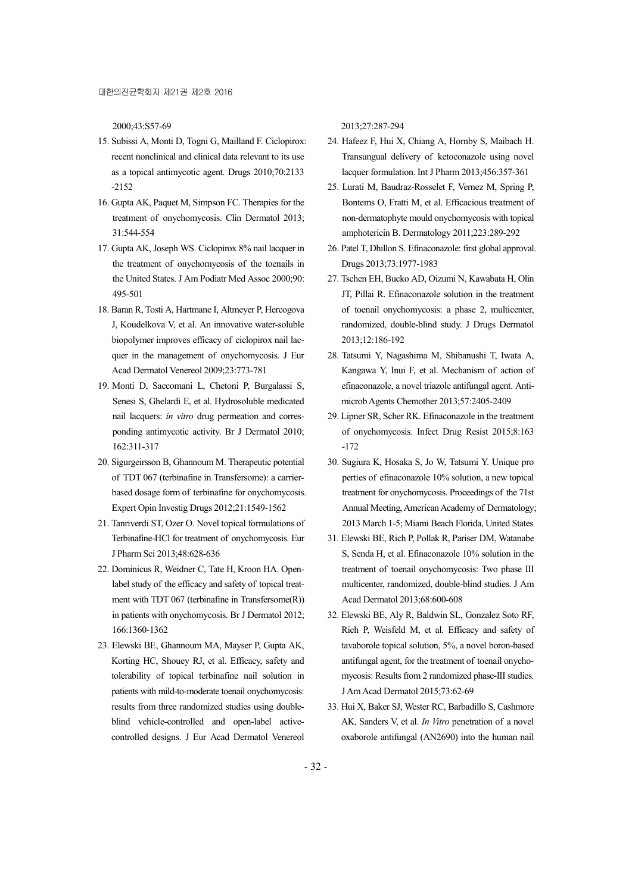2000;43:S57-69

15. Subissi A, Monti D, Togni G, Mailland F. Ciclopirox: recent nonclinical and clinical data relevant to its use as a topical antimycotic agent. Drugs 2010;70:2133-2152
16. Gupta AK, Paquet M, Simpson FC. Therapies for the treatment of onychomycosis. Clin Dermatol 2013;31:544-554
17. Gupta AK, Joseph WS. Ciclopirox 8% nail lacquer in the treatment of onychomycosis of the toenails in the United States. J Am Podiatr Med Assoc 2000;90:495-501
18. Baran R, Tosti A, Hartmane I, Altmeyer P, Hercogova J, Koudelkova V, et al. An innovative water-soluble biopolymer improves efficacy of ciclopirox nail lacquer in the management of onychomycosis. J Eur Acad Dermatol Venereol 2009;23:773-781
19. Monti D, Saccomani L, Chetoni P, Burgalassi S, Senesi S, Ghelardi E, et al. Hydrosoluble medicated nail lacquers: *in vitro* drug permeation and corresponding antimycotic activity. Br J Dermatol 2010;162:311-317
20. Sigurgeirsson B, Ghannoum M. Therapeutic potential of TDT 067 (terbinafine in Transfersome): a carrier-based dosage form of terbinafine for onychomycosis. Expert Opin Investig Drugs 2012;21:1549-1562
21. Tanriverdi ST, Ozer O. Novel topical formulations of Terbinafine-HCl for treatment of onychomycosis. Eur J Pharm Sci 2013;48:628-636
22. Dominicus R, Weidner C, Tate H, Kroon HA. Open-label study of the efficacy and safety of topical treatment with TDT 067 (terbinafine in Transfersome(R)) in patients with onychomycosis. Br J Dermatol 2012;166:1360-1362
23. Elewski BE, Ghannoum MA, Mayser P, Gupta AK, Korting HC, Shouey RJ, et al. Efficacy, safety and tolerability of topical terbinafine nail solution in patients with mild-to-moderate toenail onychomycosis: results from three randomized studies using double-blind vehicle-controlled and open-label active-controlled designs. J Eur Acad Dermatol Venereol 2013;27:287-294
24. Hafeez F, Hui X, Chiang A, Hornby S, Maibach H. Transungual delivery of ketoconazole using novel lacquer formulation. Int J Pharm 2013;456:357-361
25. Lurati M, Baudraz-Rosselet F, Vernez M, Spring P, Bontems O, Fratti M, et al. Efficacious treatment of non-dermatophyte mould onychomycosis with topical amphotericin B. Dermatology 2011;223:289-292
26. Patel T, Dhillon S. Efinaconazole: first global approval. Drugs 2013;73:1977-1983
27. Tschen EH, Bucko AD, Oizumi N, Kawabata H, Olin JT, Pillai R. Efinaconazole solution in the treatment of toenail onychomycosis: a phase 2, multicenter, randomized, double-blind study. J Drugs Dermatol 2013;12:186-192
28. Tatsumi Y, Nagashima M, Shibanushi T, Iwata A, Kangawa Y, Inui F, et al. Mechanism of action of efinaconazole, a novel triazole antifungal agent. Antimicrob Agents Chemother 2013;57:2405-2409
29. Lipner SR, Scher RK. Efinaconazole in the treatment of onychomycosis. Infect Drug Resist 2015;8:163-172
30. Sugiura K, Hosaka S, Jo W, Tatsumi Y. Unique properties of efinaconazole 10% solution, a new topical treatment for onychomycosis. Proceedings of the 71st Annual Meeting, American Academy of Dermatology; 2013 March 1-5; Miami Beach Florida, United States
31. Elewski BE, Rich P, Pollak R, Pariser DM, Watanabe S, Senda H, et al. Efinaconazole 10% solution in the treatment of toenail onychomycosis: Two phase III multicenter, randomized, double-blind studies. J Am Acad Dermatol 2013;68:600-608
32. Elewski BE, Aly R, Baldwin SL, Gonzalez Soto RF, Rich P, Weisfeld M, et al. Efficacy and safety of tavaborole topical solution, 5%, a novel boron-based antifungal agent, for the treatment of toenail onychomycosis: Results from 2 randomized phase-III studies. J Am Acad Dermatol 2015;73:62-69
33. Hui X, Baker SJ, Wester RC, Barbadillo S, Cashmore AK, Sanders V, et al. *In Vitro* penetration of a novel oxaborole antifungal (AN2690) into the human nail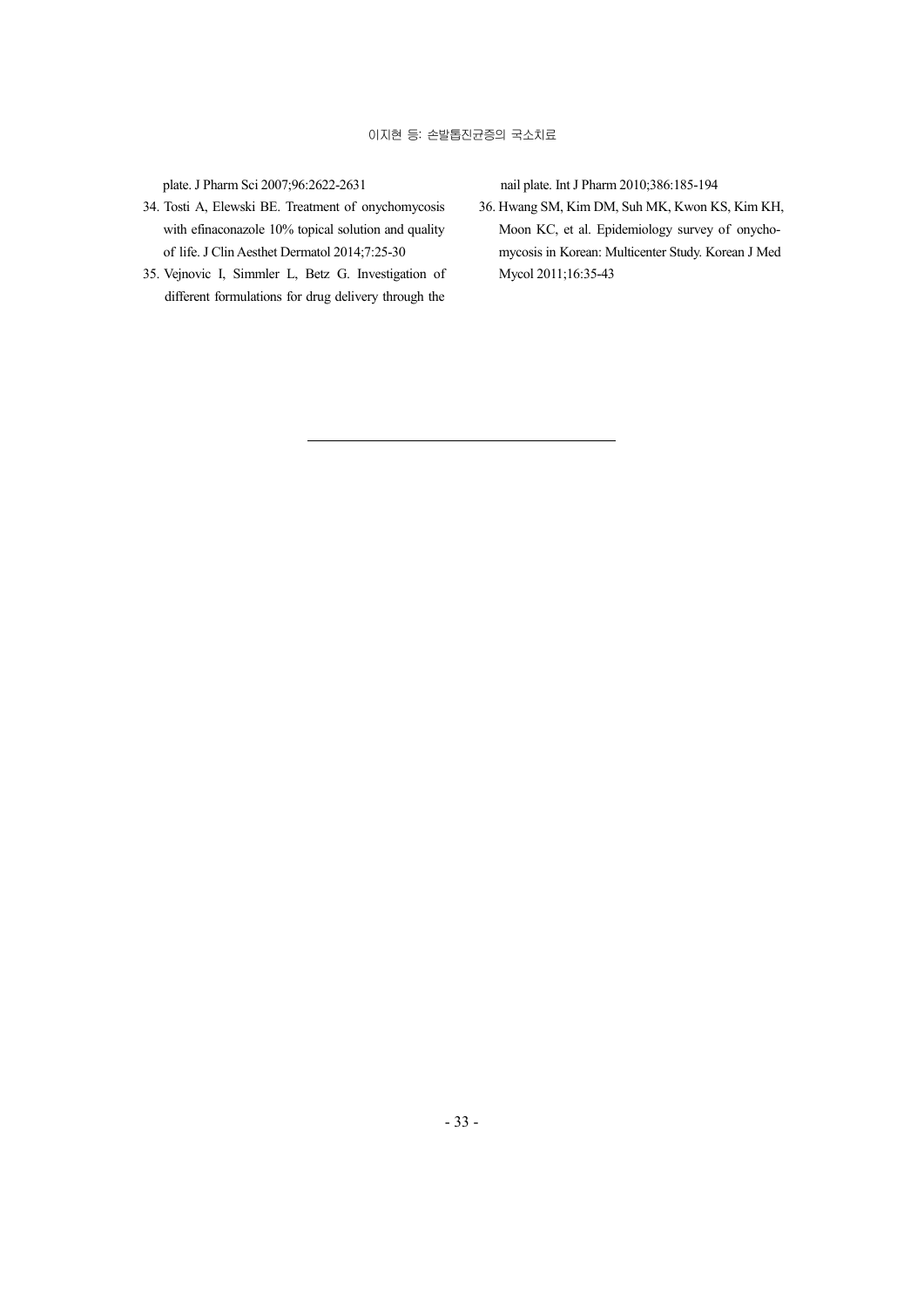plate. J Pharm Sci 2007;96:2622-2631

34. Tosti A, Elewski BE. Treatment of onychomycosis with efinaconazole 10% topical solution and quality of life. J Clin Aesthet Dermatol 2014;7:25-30
35. Vejnovic I, Simmler L, Betz G. Investigation of different formulations for drug delivery through the nail plate. Int J Pharm 2010;386:185-194
36. Hwang SM, Kim DM, Suh MK, Kwon KS, Kim KH, Moon KC, et al. Epidemiology survey of onychomycosis in Korean: Multicenter Study. Korean J Med Mycol 2011;16:35-43